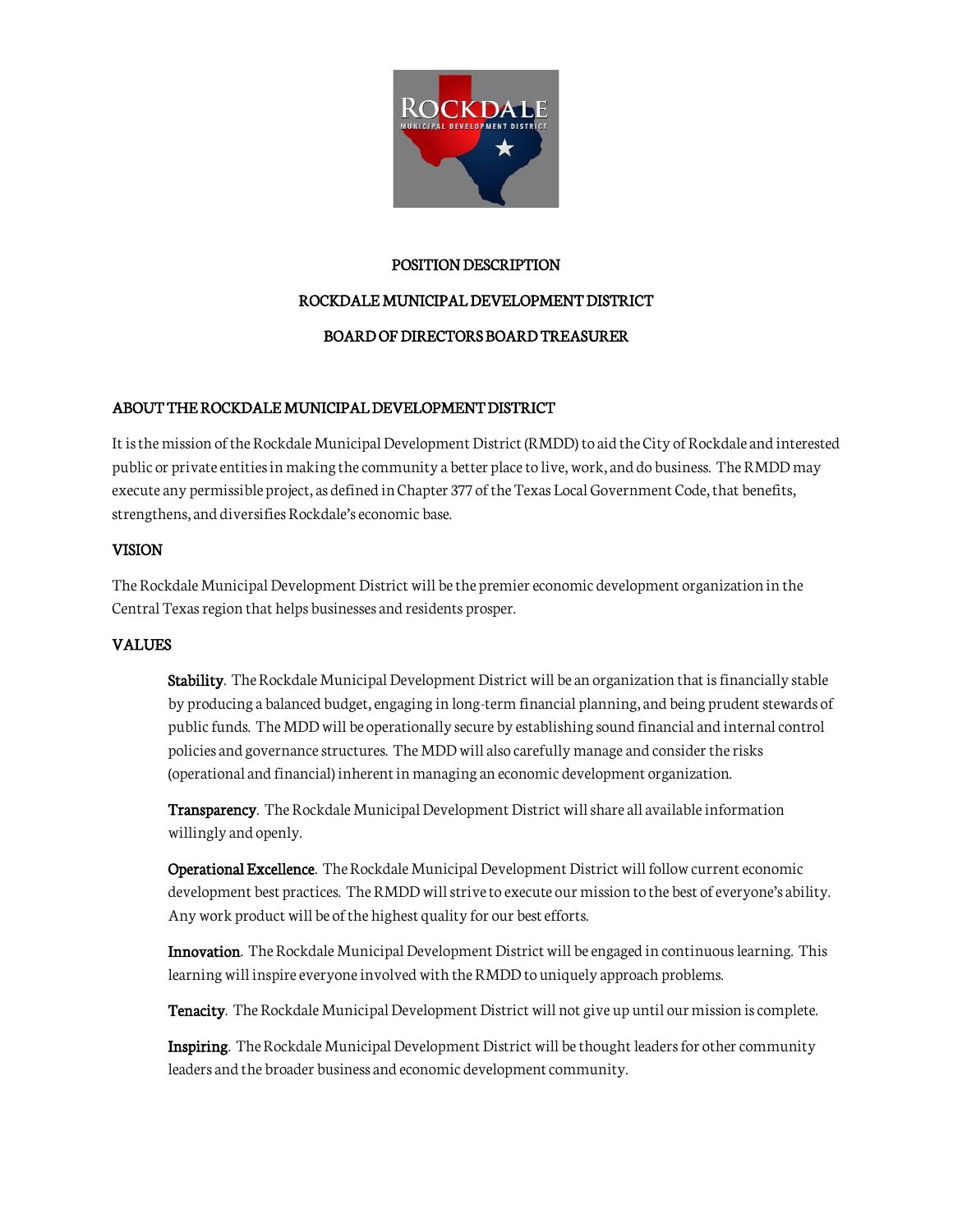# POSITION DESCRIPTION

# ROCKDALE MUNICIPAL DEVELOPMENT DISTRICT

# BOARD OF DIRECTORS BOARD TREASURER

## ABOUT THE ROCKDALE MUNICIPAL DEVELOPMENT DISTRICT

It is the mission of the Rockdale Municipal Development District (RMDD) to aid the City of Rockdale and interested public or private entities in making the community a better place to live, work, and do business. The RMDD may execute any permissible project, as defined in Chapter 377 of the Texas Local Government Code, that benefits, strengthens, and diversifies Rockdale's economic base.

## VISION

The Rockdale Municipal Development District will be the premier economic development organization in the Central Texas region that helps businesses and residents prosper.

## VALUES

**Stability**. The Rockdale Municipal Development District will be an organization that is financially stable by producing a balanced budget, engaging in long-term financial planning, and being prudent stewards of public funds. The MDD will be operationally secure by establishing sound financial and internal control policies and governance structures. The MDD will also carefully manage and consider the risks (operational and financial) inherent in managing an economic development organization.

**Transparency**. The Rockdale Municipal Development District will share all available information willingly and openly.

**Operational Excellence**. The Rockdale Municipal Development District will follow current economic development best practices. The RMDD will strive to execute our mission to the best of everyone's ability. Any work product will be of the highest quality for our best efforts.

**Innovation**. The Rockdale Municipal Development District will be engaged in continuous learning. This learning will inspire everyone involved with the RMDD to uniquely approach problems.

**Tenacity**. The Rockdale Municipal Development District will not give up until our mission is complete.

**Inspiring**. The Rockdale Municipal Development District will be thought leaders for other community leaders and the broader business and economic development community.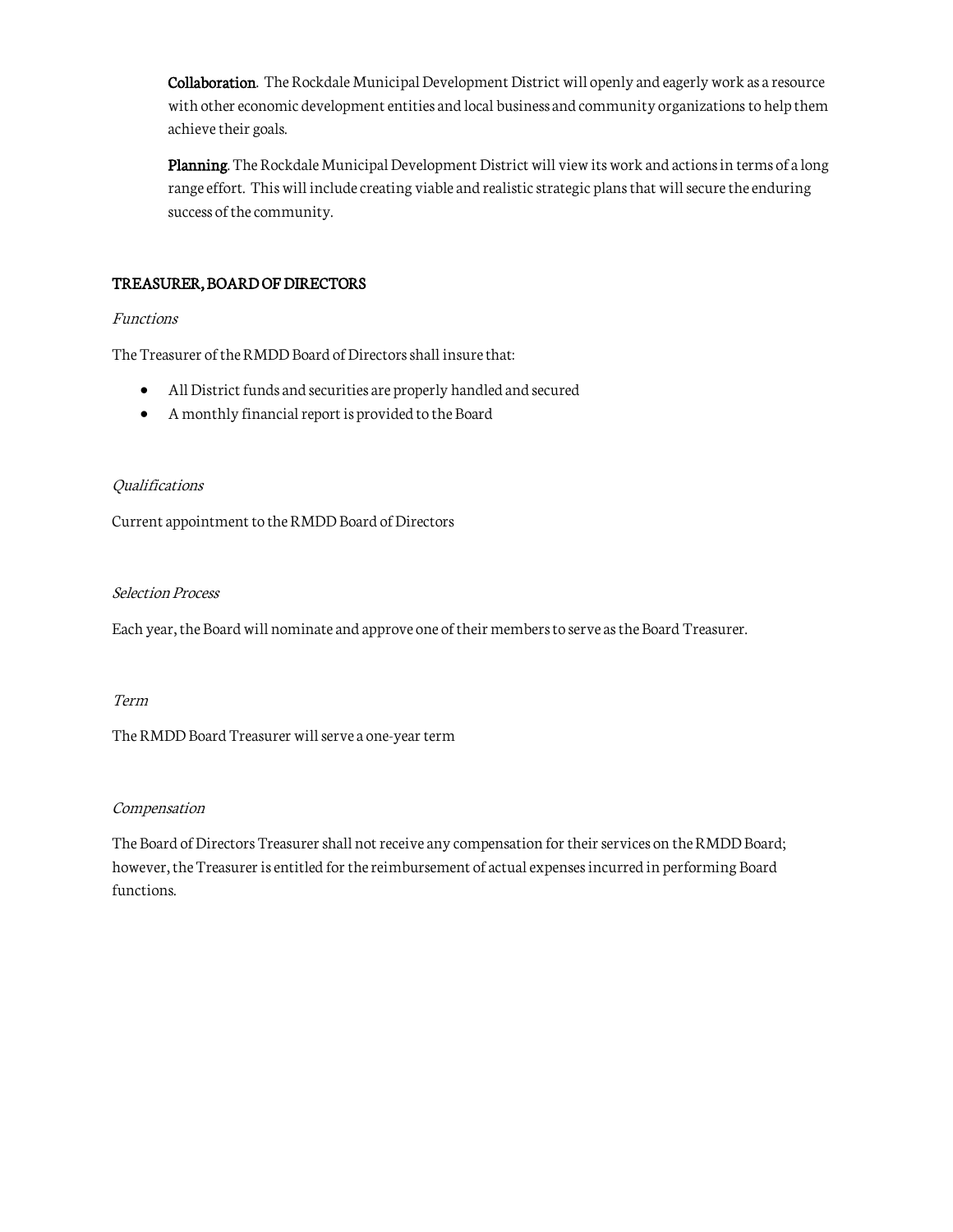**Collaboration**. The Rockdale Municipal Development District will openly and eagerly work as a resource with other economic development entities and local business and community organizations to help them achieve their goals.

**Planning**. The Rockdale Municipal Development District will view its work and actions in terms of a long range effort. This will include creating viable and realistic strategic plans that will secure the enduring success of the community.

## TREASURER, BOARD OF DIRECTORS

*Functions*

The Treasurer of the RMDD Board of Directors shall insure that:

- All District funds and securities are properly handled and secured
- A monthly financial report is provided to the Board

*Qualifications*

Current appointment to the RMDD Board of Directors

*Selection Process*

Each year, the Board will nominate and approve one of their members to serve as the Board Treasurer.

*Term*

The RMDD Board Treasurer will serve a one-year term

*Compensation*

The Board of Directors Treasurer shall not receive any compensation for their services on the RMDD Board; however, the Treasurer is entitled for the reimbursement of actual expenses incurred in performing Board functions.